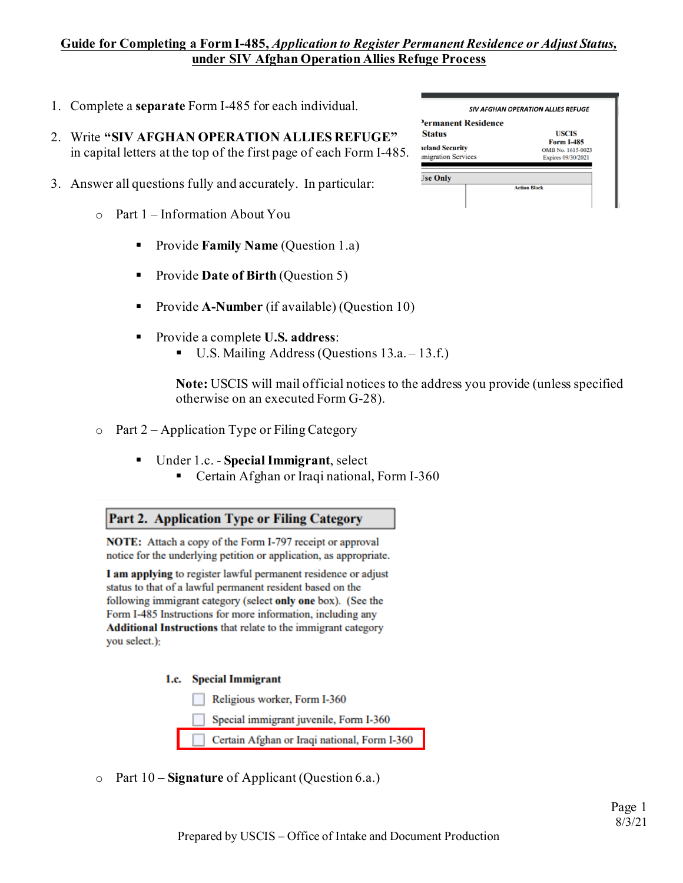**Guide for Completing a Form I-485, *Application to Register Permanent Residence or Adjust Status*, under SIV Afghan Operation Allies Refuge Process**

1. Complete a **separate** Form I-485 for each individual.

2. Write **"SIV AFGHAN OPERATION ALLIES REFUGE"** in capital letters at the top of the first page of each Form I-485.

   *SIV AFGHAN OPERATION ALLIES REFUGE*
   Permanent Residence
   Status
   eland Security
   migration Services
   USCIS
   Form I-485
   OMB No. 1615-0023
   Expires 09/30/2021
   Use Only
   Action Block

3. Answer all questions fully and accurately. In particular:

   - Part 1 – Information About You
     - Provide **Family Name** (Question 1.a)
     - Provide **Date of Birth** (Question 5)
     - Provide **A-Number** (if available) (Question 10)
     - Provide a complete **U.S. address**:
       - U.S. Mailing Address (Questions 13.a. – 13.f.)

       **Note:** USCIS will mail official notices to the address you provide (unless specified otherwise on an executed Form G-28).

   - Part 2 – Application Type or Filing Category
     - Under 1.c. - **Special Immigrant**, select
       - Certain Afghan or Iraqi national, Form I-360

     **Part 2. Application Type or Filing Category**

     **NOTE:** Attach a copy of the Form I-797 receipt or approval notice for the underlying petition or application, as appropriate.

     **I am applying** to register lawful permanent residence or adjust status to that of a lawful permanent resident based on the following immigrant category (select **only one** box). (See the Form I-485 Instructions for more information, including any **Additional Instructions** that relate to the immigrant category you select.):

     **1.c. Special Immigrant**
     - ☐ Religious worker, Form I-360
     - ☐ Special immigrant juvenile, Form I-360
     - ☐ Certain Afghan or Iraqi national, Form I-360

   - Part 10 – **Signature** of Applicant (Question 6.a.)

8/3/21

Prepared by USCIS – Office of Intake and Document Production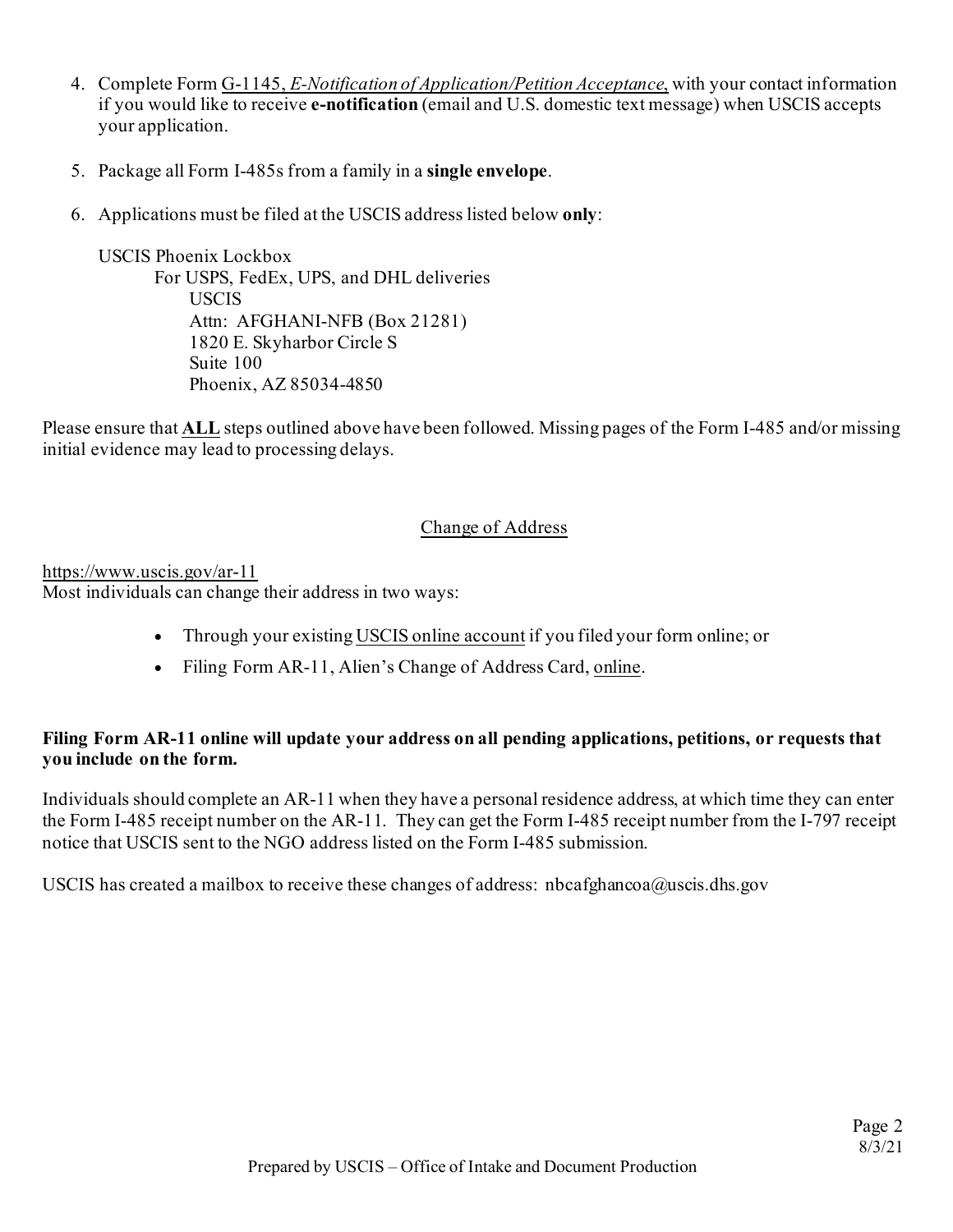4. Complete Form G-1145, *E-Notification of Application/Petition Acceptance*, with your contact information if you would like to receive **e-notification** (email and U.S. domestic text message) when USCIS accepts your application.

5. Package all Form I-485s from a family in a **single envelope**.

6. Applications must be filed at the USCIS address listed below **only**:

   USCIS Phoenix Lockbox
   
   For USPS, FedEx, UPS, and DHL deliveries
   
   USCIS
   Attn: AFGHANI-NFB (Box 21281)
   1820 E. Skyharbor Circle S
   Suite 100
   Phoenix, AZ 85034-4850

Please ensure that **ALL** steps outlined above have been followed. Missing pages of the Form I-485 and/or missing initial evidence may lead to processing delays.

## Change of Address

https://www.uscis.gov/ar-11

Most individuals can change their address in two ways:

- Through your existing USCIS online account if you filed your form online; or
- Filing Form AR-11, Alien's Change of Address Card, online.

**Filing Form AR-11 online will update your address on all pending applications, petitions, or requests that you include on the form.**

Individuals should complete an AR-11 when they have a personal residence address, at which time they can enter the Form I-485 receipt number on the AR-11. They can get the Form I-485 receipt number from the I-797 receipt notice that USCIS sent to the NGO address listed on the Form I-485 submission.

USCIS has created a mailbox to receive these changes of address: nbcafghancoa@uscis.dhs.gov

8/3/21

Prepared by USCIS – Office of Intake and Document Production